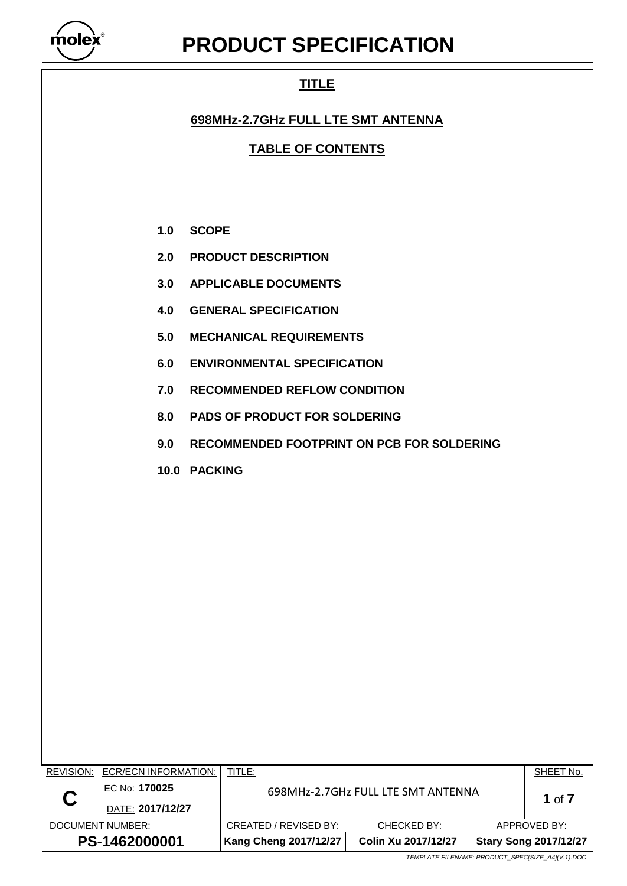# PRODUCT SPECIFICATION

## TITLE

## 698MHz-2.7GHz FULL LTE SMT ANTENNA

## TABLE OF CONTENTS

**1.0 SCOPE**

**2.0 PRODUCT DESCRIPTION**

**3.0 APPLICABLE DOCUMENTS**

**4.0 GENERAL SPECIFICATION**

**5.0 MECHANICAL REQUIREMENTS**

**6.0 ENVIRONMENTAL SPECIFICATION**

**7.0 RECOMMENDED REFLOW CONDITION**

**8.0 PADS OF PRODUCT FOR SOLDERING**

**9.0 RECOMMENDED FOOTPRINT ON PCB FOR SOLDERING**

**10.0 PACKING**

| REVISION: | ECR/ECN INFORMATION: | TITLE: | | | SHEET No. |
|---|---|---|---|---|---|
| **C** | EC No: **170025** DATE: **2017/12/27** | 698MHz-2.7GHz FULL LTE SMT ANTENNA | | | **1** of **7** |
| DOCUMENT NUMBER: | | CREATED / REVISED BY: | CHECKED BY: | APPROVED BY: | |
| **PS-1462000001** | | **Kang Cheng 2017/12/27** | **Colin Xu 2017/12/27** | **Stary Song 2017/12/27** | |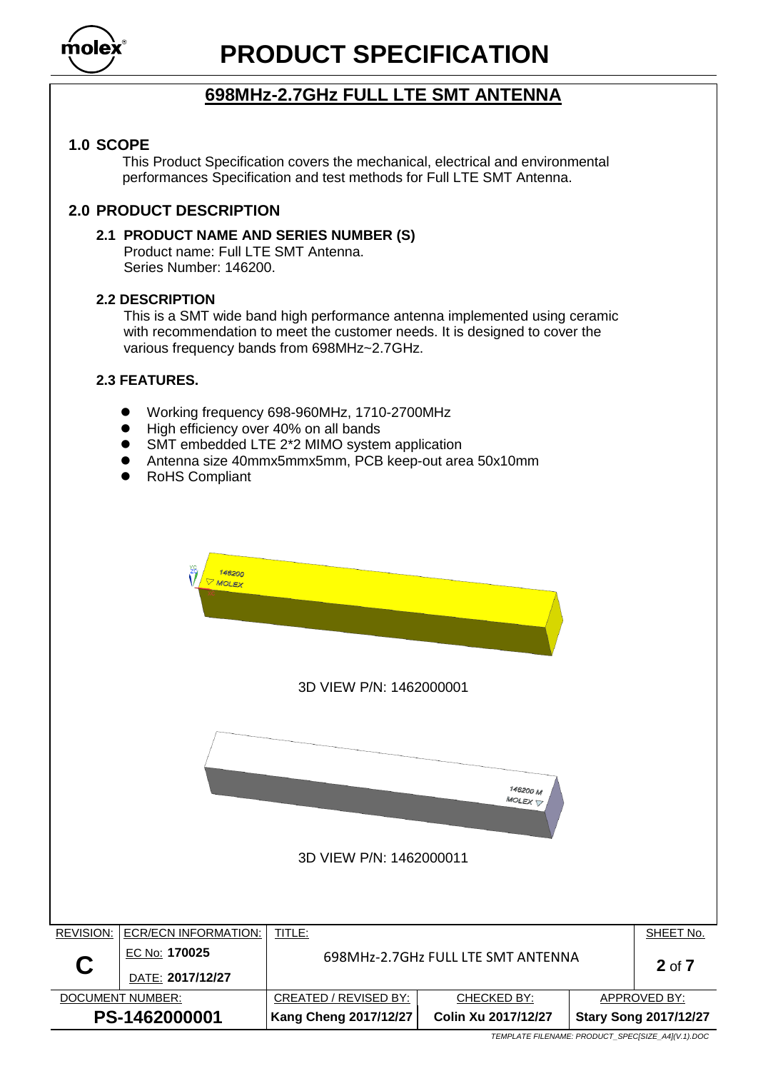# 698MHz-2.7GHz FULL LTE SMT ANTENNA

## 1.0 SCOPE

This Product Specification covers the mechanical, electrical and environmental performances Specification and test methods for Full LTE SMT Antenna.

## 2.0 PRODUCT DESCRIPTION

### 2.1 PRODUCT NAME AND SERIES NUMBER (S)

Product name: Full LTE SMT Antenna.
Series Number: 146200.

### 2.2 DESCRIPTION

This is a SMT wide band high performance antenna implemented using ceramic with recommendation to meet the customer needs. It is designed to cover the various frequency bands from 698MHz~2.7GHz.

### 2.3 FEATURES.

- Working frequency 698-960MHz, 1710-2700MHz
- High efficiency over 40% on all bands
- SMT embedded LTE 2*2 MIMO system application
- Antenna size 40mmx5mmx5mm, PCB keep-out area 50x10mm
- RoHS Compliant

3D VIEW P/N: 1462000001

3D VIEW P/N: 1462000011

| REVISION: | ECR/ECN INFORMATION: | TITLE: | | SHEET No. |
|---|---|---|---|---|
| C | EC No: **170025** DATE: **2017/12/27** | 698MHz-2.7GHz FULL LTE SMT ANTENNA | | **2** of **7** |
| DOCUMENT NUMBER: | | CREATED / REVISED BY: | CHECKED BY: | APPROVED BY: |
| **PS-1462000001** | | **Kang Cheng 2017/12/27** | **Colin Xu 2017/12/27** | **Stary Song 2017/12/27** |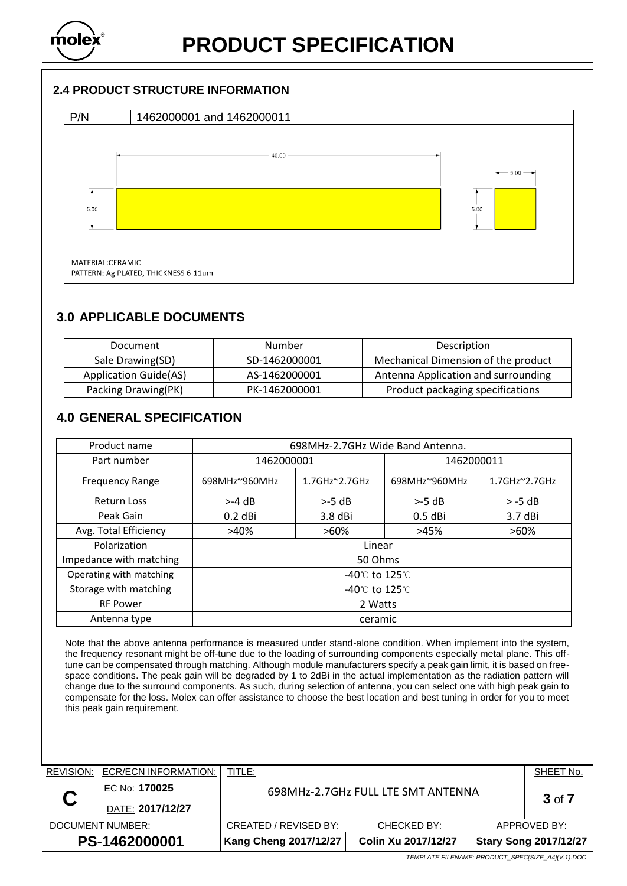## 2.4 PRODUCT STRUCTURE INFORMATION

| P/N | 1462000001 and 1462000011 |
|---|---|

40.00

5.00

5.00

5.00

MATERIAL:CERAMIC
PATTERN: Ag PLATED, THICKNESS 6-11um

## 3.0 APPLICABLE DOCUMENTS

| Document | Number | Description |
|---|---|---|
| Sale Drawing(SD) | SD-1462000001 | Mechanical Dimension of the product |
| Application Guide(AS) | AS-1462000001 | Antenna Application and surrounding |
| Packing Drawing(PK) | PK-1462000001 | Product packaging specifications |

## 4.0 GENERAL SPECIFICATION

| Product name | 698MHz-2.7GHz Wide Band Antenna. | | | |
|---|---|---|---|---|
| Part number | 1462000001 | | 1462000011 | |
| Frequency Range | 698MHz~960MHz | 1.7GHz~2.7GHz | 698MHz~960MHz | 1.7GHz~2.7GHz |
| Return Loss | >-4 dB | >-5 dB | >-5 dB | > -5 dB |
| Peak Gain | 0.2 dBi | 3.8 dBi | 0.5 dBi | 3.7 dBi |
| Avg. Total Efficiency | >40% | >60% | >45% | >60% |
| Polarization | Linear | | | |
| Impedance with matching | 50 Ohms | | | |
| Operating with matching | -40℃ to 125℃ | | | |
| Storage with matching | -40℃ to 125℃ | | | |
| RF Power | 2 Watts | | | |
| Antenna type | ceramic | | | |

Note that the above antenna performance is measured under stand-alone condition. When implement into the system, the frequency resonant might be off-tune due to the loading of surrounding components especially metal plane. This off-tune can be compensated through matching. Although module manufacturers specify a peak gain limit, it is based on free-space conditions. The peak gain will be degraded by 1 to 2dBi in the actual implementation as the radiation pattern will change due to the surround components. As such, during selection of antenna, you can select one with high peak gain to compensate for the loss. Molex can offer assistance to choose the best location and best tuning in order for you to meet this peak gain requirement.

| REVISION: | ECR/ECN INFORMATION: | TITLE: | | | SHEET No. |
|---|---|---|---|---|---|
| C | EC No: 170025 DATE: 2017/12/27 | 698MHz-2.7GHz FULL LTE SMT ANTENNA | | | 3 of 7 |
| DOCUMENT NUMBER: | | CREATED / REVISED BY: | CHECKED BY: | APPROVED BY: | |
| PS-1462000001 | | Kang Cheng 2017/12/27 | Colin Xu 2017/12/27 | Stary Song 2017/12/27 | |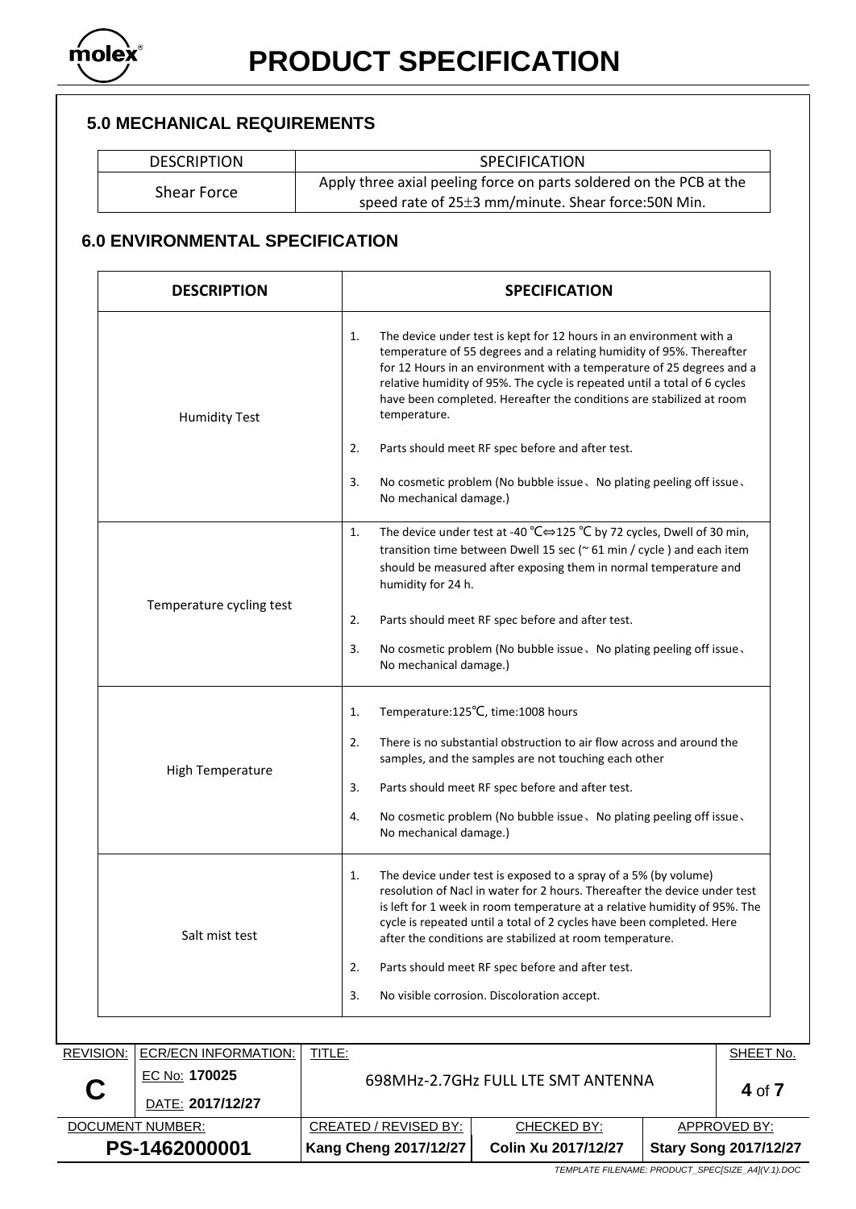## 5.0 MECHANICAL REQUIREMENTS

| DESCRIPTION | SPECIFICATION |
|---|---|
| Shear Force | Apply three axial peeling force on parts soldered on the PCB at the speed rate of 25±3 mm/minute. Shear force:50N Min. |

## 6.0 ENVIRONMENTAL SPECIFICATION

| DESCRIPTION | SPECIFICATION |
|---|---|
| Humidity Test | 1. The device under test is kept for 12 hours in an environment with a temperature of 55 degrees and a relating humidity of 95%. Thereafter for 12 Hours in an environment with a temperature of 25 degrees and a relative humidity of 95%. The cycle is repeated until a total of 6 cycles have been completed. Hereafter the conditions are stabilized at room temperature.<br>2. Parts should meet RF spec before and after test.<br>3. No cosmetic problem (No bubble issue、No plating peeling off issue、No mechanical damage.) |
| Temperature cycling test | 1. The device under test at -40 ℃⇔125 ℃ by 72 cycles, Dwell of 30 min, transition time between Dwell 15 sec (~ 61 min / cycle ) and each item should be measured after exposing them in normal temperature and humidity for 24 h.<br>2. Parts should meet RF spec before and after test.<br>3. No cosmetic problem (No bubble issue、No plating peeling off issue、No mechanical damage.) |
| High Temperature | 1. Temperature:125℃, time:1008 hours<br>2. There is no substantial obstruction to air flow across and around the samples, and the samples are not touching each other<br>3. Parts should meet RF spec before and after test.<br>4. No cosmetic problem (No bubble issue、No plating peeling off issue、No mechanical damage.) |
| Salt mist test | 1. The device under test is exposed to a spray of a 5% (by volume) resolution of Nacl in water for 2 hours. Thereafter the device under test is left for 1 week in room temperature at a relative humidity of 95%. The cycle is repeated until a total of 2 cycles have been completed. Here after the conditions are stabilized at room temperature.<br>2. Parts should meet RF spec before and after test.<br>3. No visible corrosion. Discoloration accept. |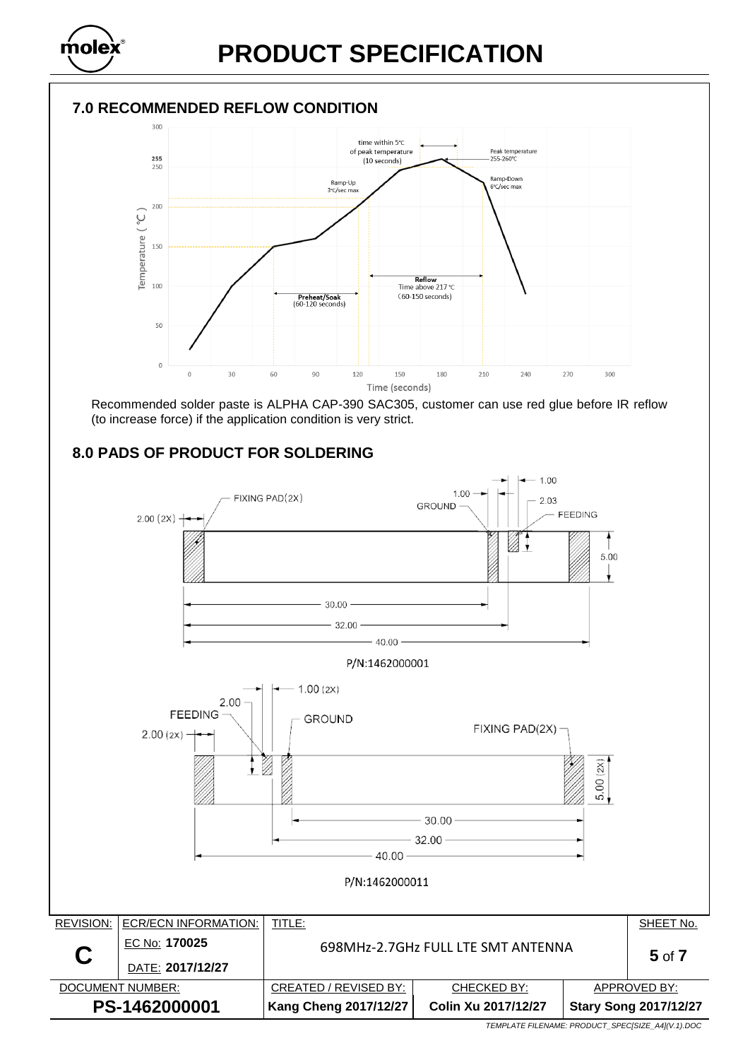## 7.0 RECOMMENDED REFLOW CONDITION

Recommended solder paste is ALPHA CAP-390 SAC305, customer can use red glue before IR reflow (to increase force) if the application condition is very strict.

## 8.0 PADS OF PRODUCT FOR SOLDERING

P/N:1462000001

P/N:1462000011

| REVISION: | ECR/ECN INFORMATION: | TITLE: | | | SHEET No. |
|---|---|---|---|---|---|
| C | EC No: 170025<br>DATE: 2017/12/27 | 698MHz-2.7GHz FULL LTE SMT ANTENNA | | | 5 of 7 |
| DOCUMENT NUMBER: | | CREATED / REVISED BY: | CHECKED BY: | APPROVED BY: | |
| PS-1462000001 | | Kang Cheng 2017/12/27 | Colin Xu 2017/12/27 | Stary Song 2017/12/27 | |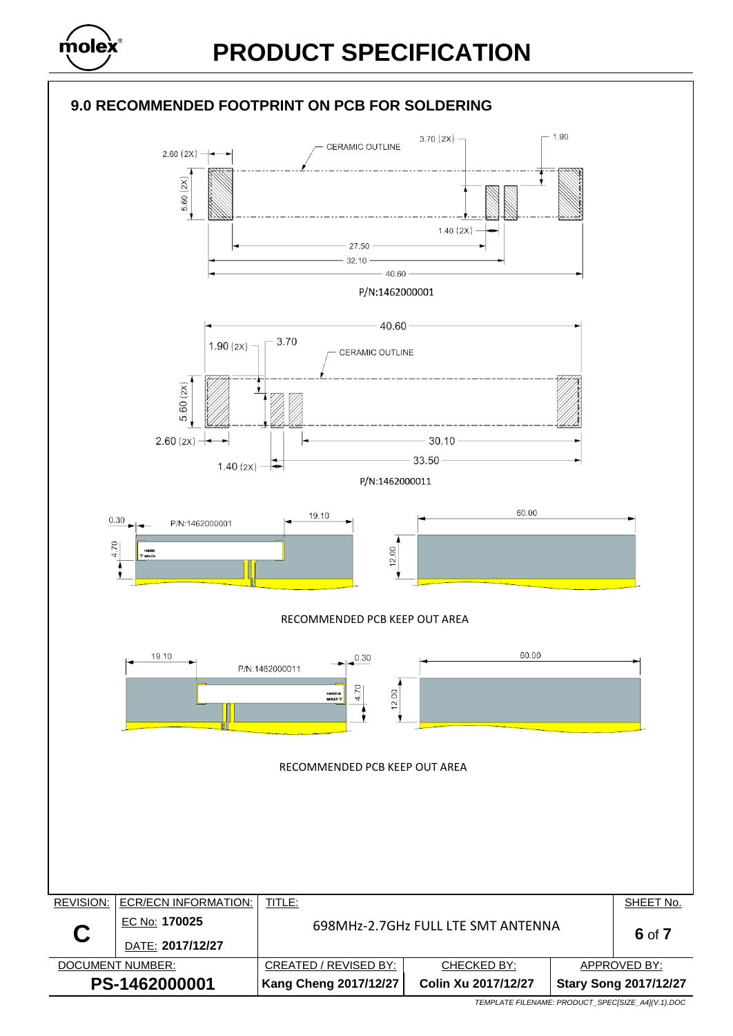## 9.0 RECOMMENDED FOOTPRINT ON PCB FOR SOLDERING

2.60 (2X) CERAMIC OUTLINE 3.70 (2X) 1.90

5.60 (2X)

1.40 (2X)

27.50

32.10

40.60

P/N:1462000001

40.60

1.90 (2X) 3.70 CERAMIC OUTLINE

5.60 (2X)

2.60 (2X) 30.10

1.40 (2X) 33.50

P/N:1462000011

0.30 P/N:1462000001 19.10 60.00

4.70 12.00

RECOMMENDED PCB KEEP OUT AREA

19.10 P/N:1462000011 0.30 60.00

4.70 12.00

RECOMMENDED PCB KEEP OUT AREA

| REVISION: | ECR/ECN INFORMATION: | TITLE: | | | SHEET No. |
|---|---|---|---|---|---|
| C | EC No: **170025** DATE: **2017/12/27** | 698MHz-2.7GHz FULL LTE SMT ANTENNA | | | **6** of **7** |
| DOCUMENT NUMBER: | | CREATED / REVISED BY: | CHECKED BY: | APPROVED BY: | |
| **PS-1462000001** | | **Kang Cheng 2017/12/27** | **Colin Xu 2017/12/27** | **Stary Song 2017/12/27** | |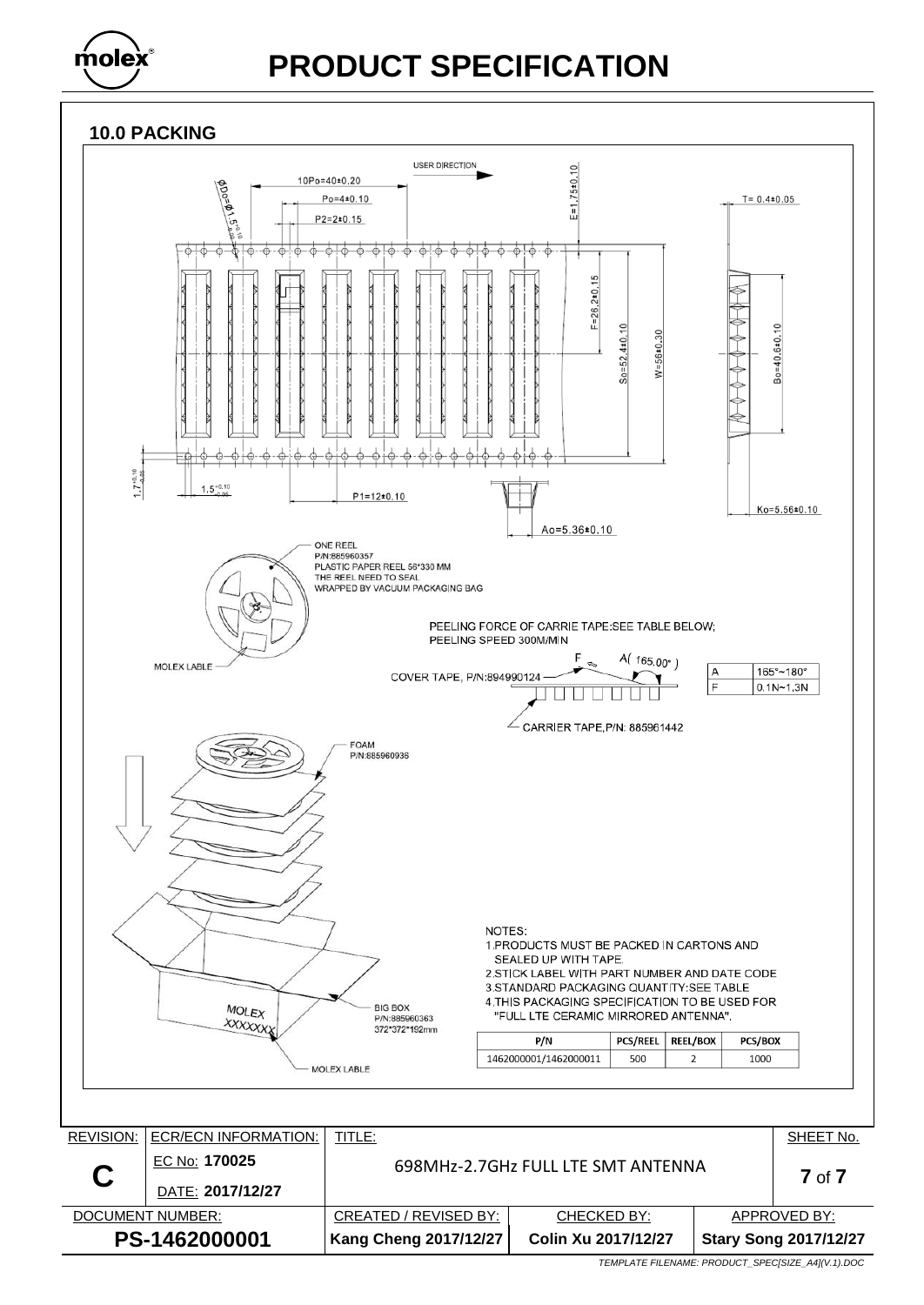## 10.0 PACKING

USER DIRECTION

10Po=40±0.20

Po=4±0.10

P2=2±0.15

ΦDo=Φ1.5$^{+0.10}_{-0.00}$

E=1.75±0.10

T= 0.4±0.05

F=26.2±0.15

So=52.4±0.10

W=56±0.30

Bo=40.6±0.10

1.7$^{+0.10}_{-0.05}$

1.5$^{+0.10}_{-0.05}$

P1=12±0.10

Ao=5.36±0.10

Ko=5.56±0.10

ONE REEL
P/N:885960357
PLASTIC PAPER REEL 56*330 MM
THE REEL NEED TO SEAL
WRAPPED BY VACUUM PACKAGING BAG

MOLEX LABLE

PEELING FORCE OF CARRIE TAPE:SEE TABLE BELOW;
PEELING SPEED 300M/MIN

F A( 165.00° )

COVER TAPE, P/N:894990124

CARRIER TAPE,P/N: 885961442

| | |
|---|---|
| A | 165°~180° |
| F | 0.1N~1,3N |

FOAM
P/N:885960936

BIG BOX
P/N:885960363
372*372*192mm

MOLEX
XXXXXX

MOLEX LABLE

NOTES:
1.PRODUCTS MUST BE PACKED IN CARTONS AND SEALED UP WITH TAPE.
2.STICK LABEL WITH PART NUMBER AND DATE CODE
3.STANDARD PACKAGING QUANTITY:SEE TABLE
4.THIS PACKAGING SPECIFICATION TO BE USED FOR "FULL LTE CERAMIC MIRRORED ANTENNA".

| P/N | PCS/REEL | REEL/BOX | PCS/BOX |
|---|---|---|---|
| 1462000001/1462000011 | 500 | 2 | 1000 |

| REVISION: | ECR/ECN INFORMATION: | TITLE: | | SHEET No. |
|---|---|---|---|---|
| C | EC No: 170025 DATE: 2017/12/27 | 698MHz-2.7GHz FULL LTE SMT ANTENNA | | 7 of 7 |
| DOCUMENT NUMBER: | | CREATED / REVISED BY: | CHECKED BY: | APPROVED BY: |
| PS-1462000001 | | Kang Cheng 2017/12/27 | Colin Xu 2017/12/27 | Stary Song 2017/12/27 |